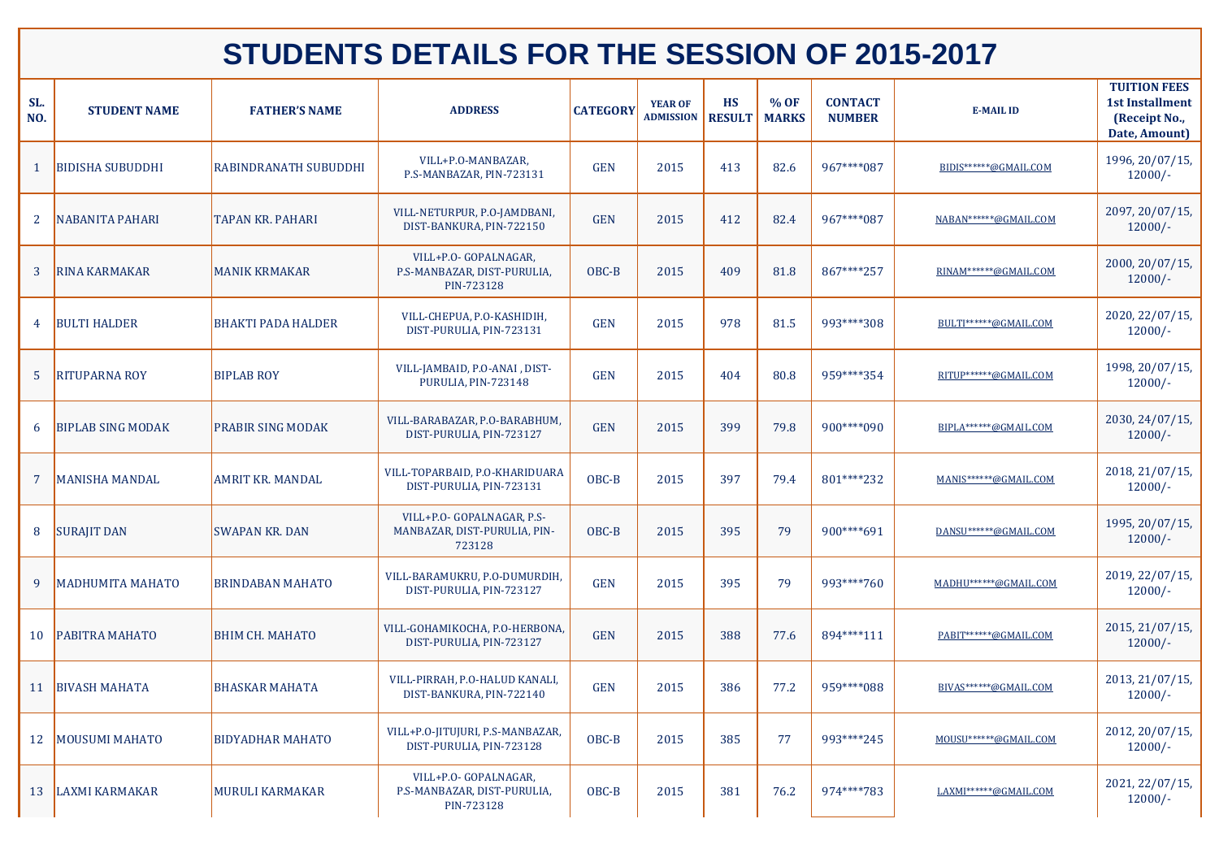# STUDENTS DETAILS FOR THE SESSION OF 2015-2017

| SL. NO. | STUDENT NAME | FATHER'S NAME | ADDRESS | CATEGORY | YEAR OF ADMISSION | HS RESULT | % OF MARKS | CONTACT NUMBER | E-MAIL ID | TUITION FEES 1st Installment (Receipt No., Date, Amount) |
|---|---|---|---|---|---|---|---|---|---|---|
| 1 | BIDISHA SUBUDDHI | RABINDRANATH SUBUDDHI | VILL+P.O-MANBAZAR, P.S-MANBAZAR, PIN-723131 | GEN | 2015 | 413 | 82.6 | 967****087 | BIDIS******@GMAIL.COM | 1996, 20/07/15, 12000/- |
| 2 | NABANITA PAHARI | TAPAN KR. PAHARI | VILL-NETURPUR, P.O-JAMDBANI, DIST-BANKURA, PIN-722150 | GEN | 2015 | 412 | 82.4 | 967****087 | NABAN******@GMAIL.COM | 2097, 20/07/15, 12000/- |
| 3 | RINA KARMAKAR | MANIK KRMAKAR | VILL+P.O- GOPALNAGAR, P.S-MANBAZAR, DIST-PURULIA, PIN-723128 | OBC-B | 2015 | 409 | 81.8 | 867****257 | RINAM******@GMAIL.COM | 2000, 20/07/15, 12000/- |
| 4 | BULTI HALDER | BHAKTI PADA HALDER | VILL-CHEPUA, P.O-KASHIDIH, DIST-PURULIA, PIN-723131 | GEN | 2015 | 978 | 81.5 | 993****308 | BULTI******@GMAIL.COM | 2020, 22/07/15, 12000/- |
| 5 | RITUPARNA ROY | BIPLAB ROY | VILL-JAMBAID, P.O-ANAI , DIST-PURULIA, PIN-723148 | GEN | 2015 | 404 | 80.8 | 959****354 | RITUP******@GMAIL.COM | 1998, 20/07/15, 12000/- |
| 6 | BIPLAB SING MODAK | PRABIR SING MODAK | VILL-BARABAZAR, P.O-BARABHUM, DIST-PURULIA, PIN-723127 | GEN | 2015 | 399 | 79.8 | 900****090 | BIPLA******@GMAIL.COM | 2030, 24/07/15, 12000/- |
| 7 | MANISHA MANDAL | AMRIT KR. MANDAL | VILL-TOPARBAID, P.O-KHARIDUARA DIST-PURULIA, PIN-723131 | OBC-B | 2015 | 397 | 79.4 | 801****232 | MANIS******@GMAIL.COM | 2018, 21/07/15, 12000/- |
| 8 | SURAJIT DAN | SWAPAN KR. DAN | VILL+P.O- GOPALNAGAR, P.S-MANBAZAR, DIST-PURULIA, PIN-723128 | OBC-B | 2015 | 395 | 79 | 900****691 | DANSU******@GMAIL.COM | 1995, 20/07/15, 12000/- |
| 9 | MADHUMITA MAHATO | BRINDABAN MAHATO | VILL-BARAMUKRU, P.O-DUMURDIH, DIST-PURULIA, PIN-723127 | GEN | 2015 | 395 | 79 | 993****760 | MADHU******@GMAIL.COM | 2019, 22/07/15, 12000/- |
| 10 | PABITRA MAHATO | BHIM CH. MAHATO | VILL-GOHAMIKOCHA, P.O-HERBONA, DIST-PURULIA, PIN-723127 | GEN | 2015 | 388 | 77.6 | 894****111 | PABIT******@GMAIL.COM | 2015, 21/07/15, 12000/- |
| 11 | BIVASH MAHATA | BHASKAR MAHATA | VILL-PIRRAH, P.O-HALUD KANALI, DIST-BANKURA, PIN-722140 | GEN | 2015 | 386 | 77.2 | 959****088 | BIVAS******@GMAIL.COM | 2013, 21/07/15, 12000/- |
| 12 | MOUSUMI MAHATO | BIDYADHAR MAHATO | VILL+P.O-JITUJURI, P.S-MANBAZAR, DIST-PURULIA, PIN-723128 | OBC-B | 2015 | 385 | 77 | 993****245 | MOUSU******@GMAIL.COM | 2012, 20/07/15, 12000/- |
| 13 | LAXMI KARMAKAR | MURULI KARMAKAR | VILL+P.O- GOPALNAGAR, P.S-MANBAZAR, DIST-PURULIA, PIN-723128 | OBC-B | 2015 | 381 | 76.2 | 974****783 | LAXMI******@GMAIL.COM | 2021, 22/07/15, 12000/- |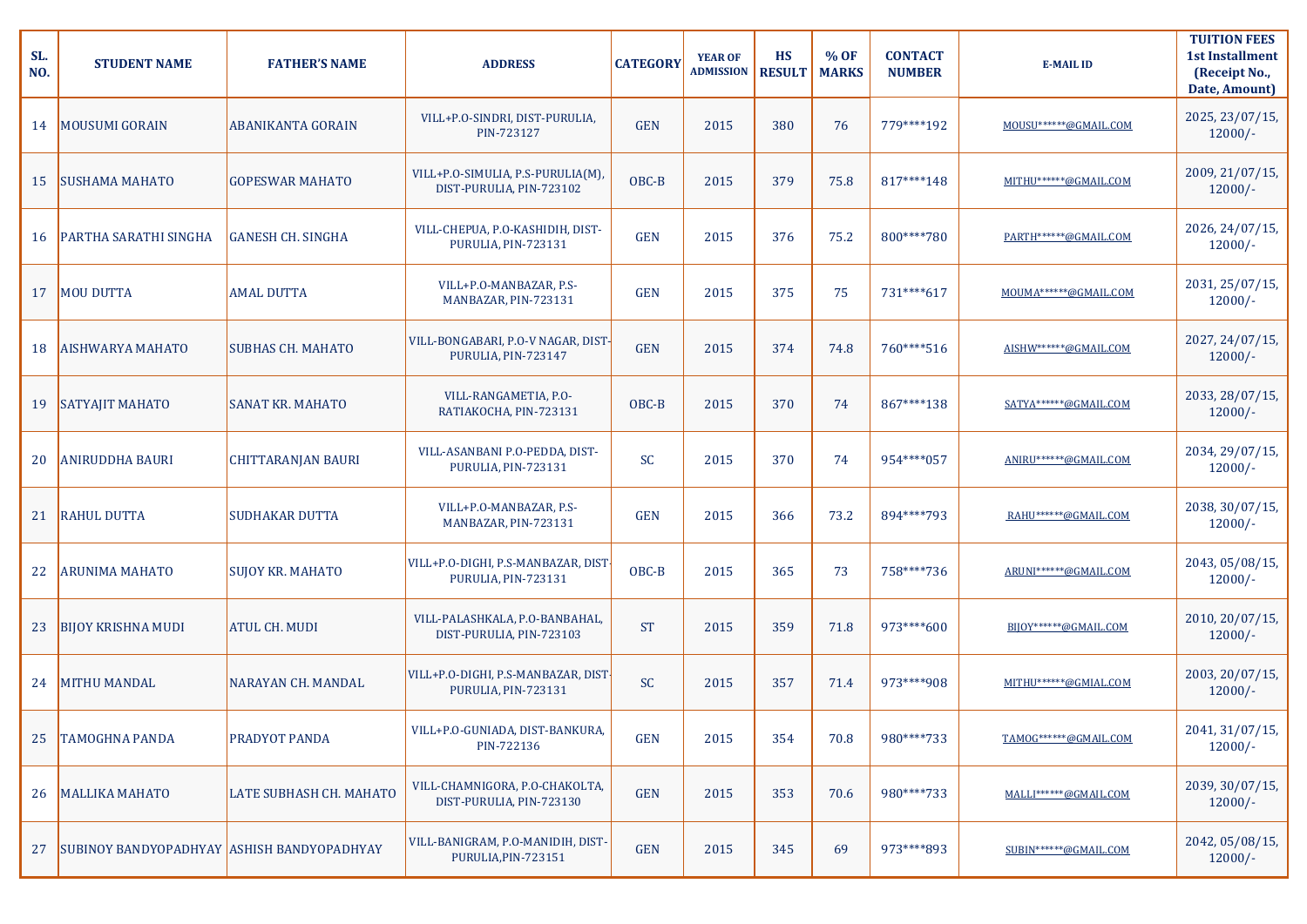| SL. NO. | STUDENT NAME | FATHER'S NAME | ADDRESS | CATEGORY | YEAR OF ADMISSION | HS RESULT | % OF MARKS | CONTACT NUMBER | E-MAIL ID | TUITION FEES 1st Installment (Receipt No., Date, Amount) |
|---|---|---|---|---|---|---|---|---|---|---|
| 14 | MOUSUMI GORAIN | ABANIKANTA GORAIN | VILL+P.O-SINDRI, DIST-PURULIA, PIN-723127 | GEN | 2015 | 380 | 76 | 779****192 | MOUSU******@GMAIL.COM | 2025, 23/07/15, 12000/- |
| 15 | SUSHAMA MAHATO | GOPESWAR MAHATO | VILL+P.O-SIMULIA, P.S-PURULIA(M), DIST-PURULIA, PIN-723102 | OBC-B | 2015 | 379 | 75.8 | 817****148 | MITHU******@GMAIL.COM | 2009, 21/07/15, 12000/- |
| 16 | PARTHA SARATHI SINGHA | GANESH CH. SINGHA | VILL-CHEPUA, P.O-KASHIDIH, DIST-PURULIA, PIN-723131 | GEN | 2015 | 376 | 75.2 | 800****780 | PARTH******@GMAIL.COM | 2026, 24/07/15, 12000/- |
| 17 | MOU DUTTA | AMAL DUTTA | VILL+P.O-MANBAZAR, P.S-MANBAZAR, PIN-723131 | GEN | 2015 | 375 | 75 | 731****617 | MOUMA******@GMAIL.COM | 2031, 25/07/15, 12000/- |
| 18 | AISHWARYA MAHATO | SUBHAS CH. MAHATO | VILL-BONGABARI, P.O-V NAGAR, DIST-PURULIA, PIN-723147 | GEN | 2015 | 374 | 74.8 | 760****516 | AISHW******@GMAIL.COM | 2027, 24/07/15, 12000/- |
| 19 | SATYAJIT MAHATO | SANAT KR. MAHATO | VILL-RANGAMETIA, P.O-RATIAKOCHA, PIN-723131 | OBC-B | 2015 | 370 | 74 | 867****138 | SATYA******@GMAIL.COM | 2033, 28/07/15, 12000/- |
| 20 | ANIRUDDHA BAURI | CHITTARANJAN BAURI | VILL-ASANBANI P.O-PEDDA, DIST-PURULIA, PIN-723131 | SC | 2015 | 370 | 74 | 954****057 | ANIRU******@GMAIL.COM | 2034, 29/07/15, 12000/- |
| 21 | RAHUL DUTTA | SUDHAKAR DUTTA | VILL+P.O-MANBAZAR, P.S-MANBAZAR, PIN-723131 | GEN | 2015 | 366 | 73.2 | 894****793 | RAHU******@GMAIL.COM | 2038, 30/07/15, 12000/- |
| 22 | ARUNIMA MAHATO | SUJOY KR. MAHATO | VILL+P.O-DIGHI, P.S-MANBAZAR, DIST-PURULIA, PIN-723131 | OBC-B | 2015 | 365 | 73 | 758****736 | ARUNI******@GMAIL.COM | 2043, 05/08/15, 12000/- |
| 23 | BIJOY KRISHNA MUDI | ATUL CH. MUDI | VILL-PALASHKALA, P.O-BANBAHAL, DIST-PURULIA, PIN-723103 | ST | 2015 | 359 | 71.8 | 973****600 | BIJOY******@GMAIL.COM | 2010, 20/07/15, 12000/- |
| 24 | MITHU MANDAL | NARAYAN CH. MANDAL | VILL+P.O-DIGHI, P.S-MANBAZAR, DIST-PURULIA, PIN-723131 | SC | 2015 | 357 | 71.4 | 973****908 | MITHU******@GMIAL.COM | 2003, 20/07/15, 12000/- |
| 25 | TAMOGHNA PANDA | PRADYOT PANDA | VILL+P.O-GUNIADA, DIST-BANKURA, PIN-722136 | GEN | 2015 | 354 | 70.8 | 980****733 | TAMOG******@GMAIL.COM | 2041, 31/07/15, 12000/- |
| 26 | MALLIKA MAHATO | LATE SUBHASH CH. MAHATO | VILL-CHAMNIGORA, P.O-CHAKOLTA, DIST-PURULIA, PIN-723130 | GEN | 2015 | 353 | 70.6 | 980****733 | MALLI******@GMAIL.COM | 2039, 30/07/15, 12000/- |
| 27 | SUBINOY BANDYOPADHYAY | ASHISH BANDYOPADHYAY | VILL-BANIGRAM, P.O-MANIDIH, DIST-PURULIA,PIN-723151 | GEN | 2015 | 345 | 69 | 973****893 | SUBIN******@GMAIL.COM | 2042, 05/08/15, 12000/- |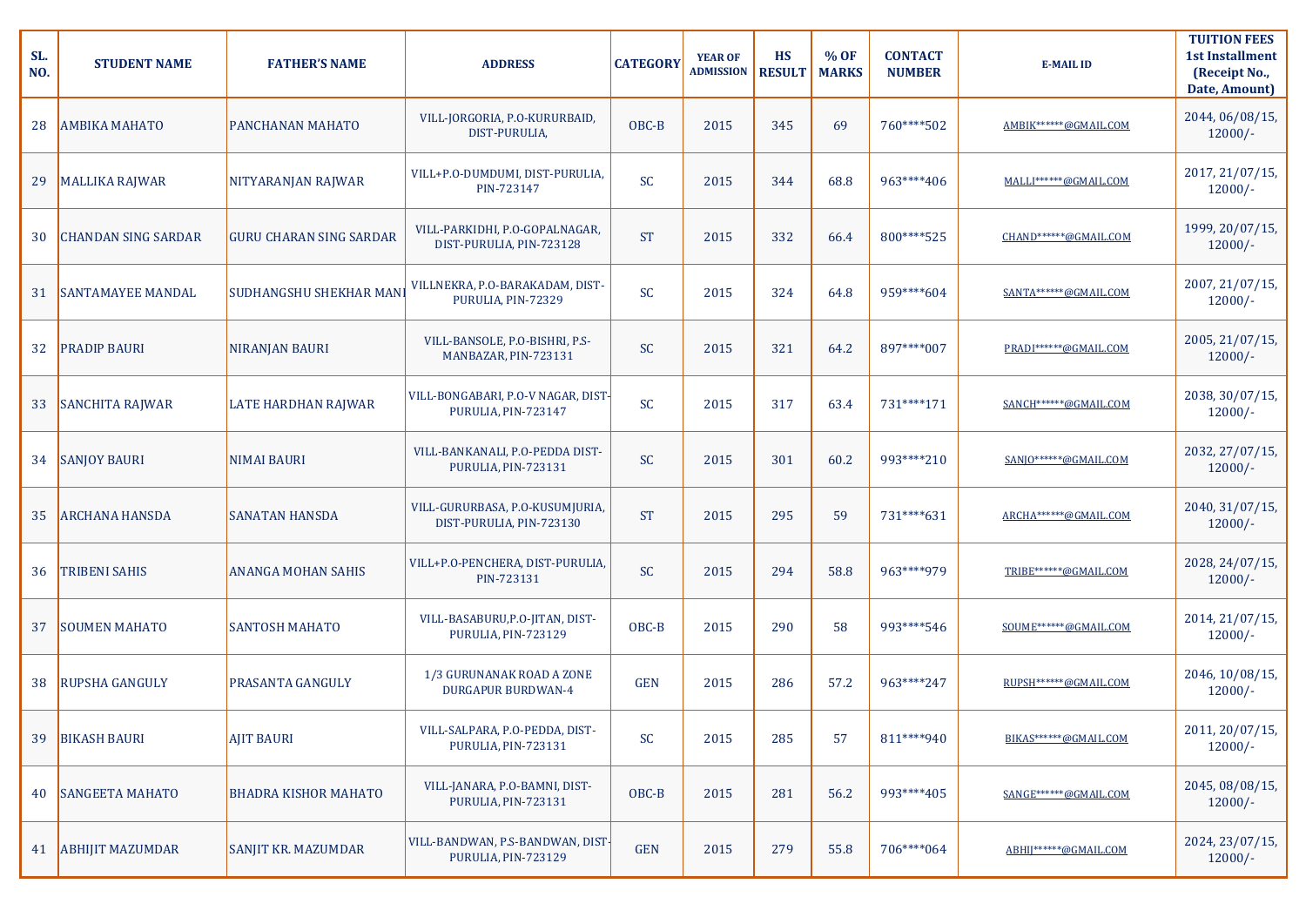| SL. NO. | STUDENT NAME | FATHER'S NAME | ADDRESS | CATEGORY | YEAR OF ADMISSION | HS RESULT | % OF MARKS | CONTACT NUMBER | E-MAIL ID | TUITION FEES 1st Installment (Receipt No., Date, Amount) |
|---|---|---|---|---|---|---|---|---|---|---|
| 28 | AMBIKA MAHATO | PANCHANAN MAHATO | VILL-JORGORIA, P.O-KURURBAID, DIST-PURULIA, | OBC-B | 2015 | 345 | 69 | 760****502 | AMBIK******@GMAIL.COM | 2044, 06/08/15, 12000/- |
| 29 | MALLIKA RAJWAR | NITYARANJAN RAJWAR | VILL+P.O-DUMDUMI, DIST-PURULIA, PIN-723147 | SC | 2015 | 344 | 68.8 | 963****406 | MALLI******@GMAIL.COM | 2017, 21/07/15, 12000/- |
| 30 | CHANDAN SING SARDAR | GURU CHARAN SING SARDAR | VILL-PARKIDHI, P.O-GOPALNAGAR, DIST-PURULIA, PIN-723128 | ST | 2015 | 332 | 66.4 | 800****525 | CHAND******@GMAIL.COM | 1999, 20/07/15, 12000/- |
| 31 | SANTAMAYEE MANDAL | SUDHANGSHU SHEKHAR MANI | VILLNEKRA, P.O-BARAKADAM, DIST-PURULIA, PIN-72329 | SC | 2015 | 324 | 64.8 | 959****604 | SANTA******@GMAIL.COM | 2007, 21/07/15, 12000/- |
| 32 | PRADIP BAURI | NIRANJAN BAURI | VILL-BANSOLE, P.O-BISHRI, P.S-MANBAZAR, PIN-723131 | SC | 2015 | 321 | 64.2 | 897****007 | PRADI******@GMAIL.COM | 2005, 21/07/15, 12000/- |
| 33 | SANCHITA RAJWAR | LATE HARDHAN RAJWAR | VILL-BONGABARI, P.O-V NAGAR, DIST-PURULIA, PIN-723147 | SC | 2015 | 317 | 63.4 | 731****171 | SANCH******@GMAIL.COM | 2038, 30/07/15, 12000/- |
| 34 | SANJOY BAURI | NIMAI BAURI | VILL-BANKANALI, P.O-PEDDA DIST-PURULIA, PIN-723131 | SC | 2015 | 301 | 60.2 | 993****210 | SANJO******@GMAIL.COM | 2032, 27/07/15, 12000/- |
| 35 | ARCHANA HANSDA | SANATAN HANSDA | VILL-GURURBASA, P.O-KUSUMJURIA, DIST-PURULIA, PIN-723130 | ST | 2015 | 295 | 59 | 731****631 | ARCHA******@GMAIL.COM | 2040, 31/07/15, 12000/- |
| 36 | TRIBENI SAHIS | ANANGA MOHAN SAHIS | VILL+P.O-PENCHERA, DIST-PURULIA, PIN-723131 | SC | 2015 | 294 | 58.8 | 963****979 | TRIBE******@GMAIL.COM | 2028, 24/07/15, 12000/- |
| 37 | SOUMEN MAHATO | SANTOSH MAHATO | VILL-BASABURU,P.O-JITAN, DIST-PURULIA, PIN-723129 | OBC-B | 2015 | 290 | 58 | 993****546 | SOUME******@GMAIL.COM | 2014, 21/07/15, 12000/- |
| 38 | RUPSHA GANGULY | PRASANTA GANGULY | 1/3 GURUNANAK ROAD A ZONE DURGAPUR BURDWAN-4 | GEN | 2015 | 286 | 57.2 | 963****247 | RUPSH******@GMAIL.COM | 2046, 10/08/15, 12000/- |
| 39 | BIKASH BAURI | AJIT BAURI | VILL-SALPARA, P.O-PEDDA, DIST-PURULIA, PIN-723131 | SC | 2015 | 285 | 57 | 811****940 | BIKAS******@GMAIL.COM | 2011, 20/07/15, 12000/- |
| 40 | SANGEETA MAHATO | BHADRA KISHOR MAHATO | VILL-JANARA, P.O-BAMNI, DIST-PURULIA, PIN-723131 | OBC-B | 2015 | 281 | 56.2 | 993****405 | SANGE******@GMAIL.COM | 2045, 08/08/15, 12000/- |
| 41 | ABHIJIT MAZUMDAR | SANJIT KR. MAZUMDAR | VILL-BANDWAN, P.S-BANDWAN, DIST-PURULIA, PIN-723129 | GEN | 2015 | 279 | 55.8 | 706****064 | ABHIJ******@GMAIL.COM | 2024, 23/07/15, 12000/- |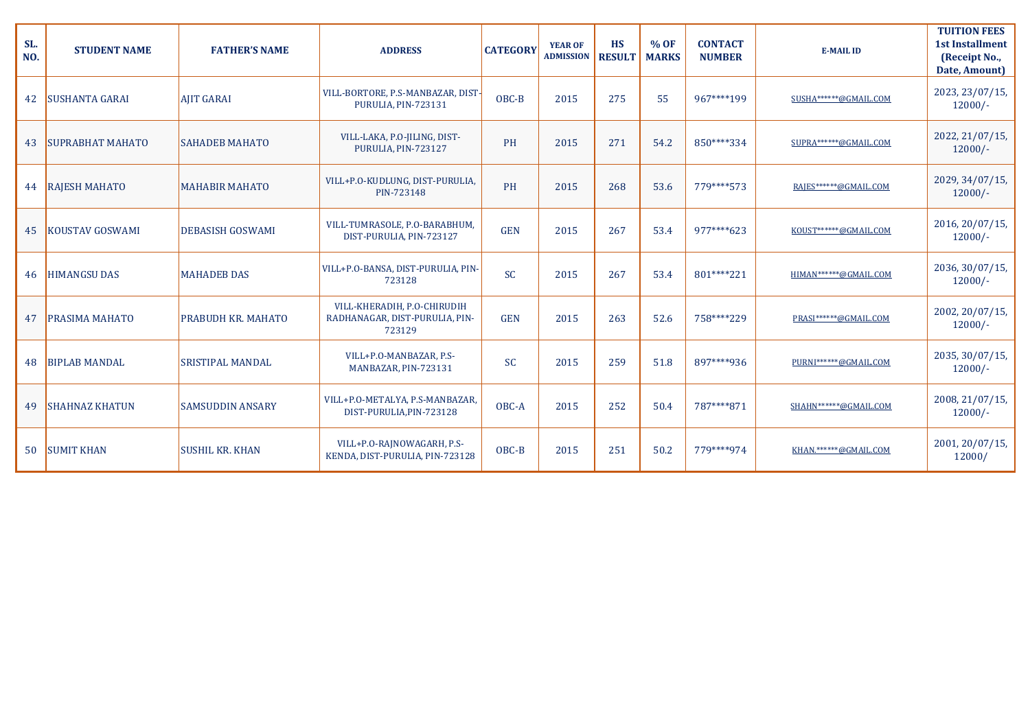| SL. NO. | STUDENT NAME | FATHER'S NAME | ADDRESS | CATEGORY | YEAR OF ADMISSION | HS RESULT | % OF MARKS | CONTACT NUMBER | E-MAIL ID | TUITION FEES 1st Installment (Receipt No., Date, Amount) |
|---|---|---|---|---|---|---|---|---|---|---|
| 42 | SUSHANTA GARAI | AJIT GARAI | VILL-BORTORE, P.S-MANBAZAR, DIST-PURULIA, PIN-723131 | OBC-B | 2015 | 275 | 55 | 967****199 | SUSHA******@GMAIL.COM | 2023, 23/07/15, 12000/- |
| 43 | SUPRABHAT MAHATO | SAHADEB MAHATO | VILL-LAKA, P.O-JILING, DIST-PURULIA, PIN-723127 | PH | 2015 | 271 | 54.2 | 850****334 | SUPRA******@GMAIL.COM | 2022, 21/07/15, 12000/- |
| 44 | RAJESH MAHATO | MAHABIR MAHATO | VILL+P.O-KUDLUNG, DIST-PURULIA, PIN-723148 | PH | 2015 | 268 | 53.6 | 779****573 | RAJES******@GMAIL.COM | 2029, 34/07/15, 12000/- |
| 45 | KOUSTAV GOSWAMI | DEBASISH GOSWAMI | VILL-TUMRASOLE, P.O-BARABHUM, DIST-PURULIA, PIN-723127 | GEN | 2015 | 267 | 53.4 | 977****623 | KOUST******@GMAIL.COM | 2016, 20/07/15, 12000/- |
| 46 | HIMANGSU DAS | MAHADEB DAS | VILL+P.O-BANSA, DIST-PURULIA, PIN-723128 | SC | 2015 | 267 | 53.4 | 801****221 | HIMAN******@GMAIL.COM | 2036, 30/07/15, 12000/- |
| 47 | PRASIMA MAHATO | PRABUDH KR. MAHATO | VILL-KHERADIH, P.O-CHIRUDIH RADHANAGAR, DIST-PURULIA, PIN-723129 | GEN | 2015 | 263 | 52.6 | 758****229 | PRASI******@GMAIL.COM | 2002, 20/07/15, 12000/- |
| 48 | BIPLAB MANDAL | SRISTIPAL MANDAL | VILL+P.O-MANBAZAR, P.S-MANBAZAR, PIN-723131 | SC | 2015 | 259 | 51.8 | 897****936 | PURNI******@GMAIL.COM | 2035, 30/07/15, 12000/- |
| 49 | SHAHNAZ KHATUN | SAMSUDDIN ANSARY | VILL+P.O-METALYA, P.S-MANBAZAR, DIST-PURULIA,PIN-723128 | OBC-A | 2015 | 252 | 50.4 | 787****871 | SHAHN******@GMAIL.COM | 2008, 21/07/15, 12000/- |
| 50 | SUMIT KHAN | SUSHIL KR. KHAN | VILL+P.O-RAJNOWAGARH, P.S-KENDA, DIST-PURULIA, PIN-723128 | OBC-B | 2015 | 251 | 50.2 | 779****974 | KHAN.******@GMAIL.COM | 2001, 20/07/15, 12000/ |